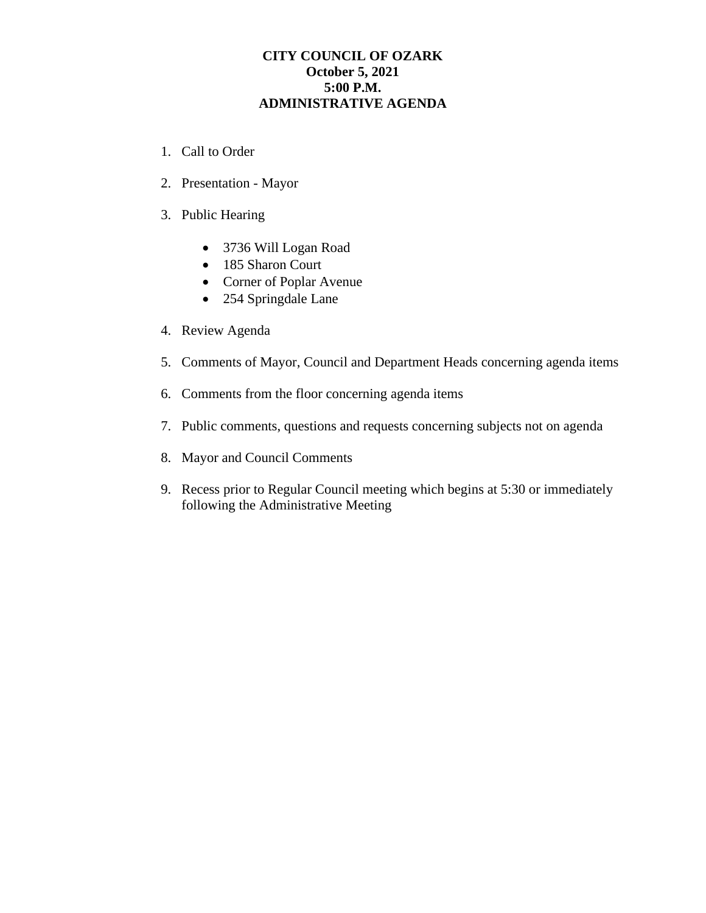**CITY COUNCIL OF OZARK**
**October 5, 2021**
**5:00 P.M.**
**ADMINISTRATIVE AGENDA**

1. Call to Order
2. Presentation - Mayor
3. Public Hearing
    - 3736 Will Logan Road
    - 185 Sharon Court
    - Corner of Poplar Avenue
    - 254 Springdale Lane
4. Review Agenda
5. Comments of Mayor, Council and Department Heads concerning agenda items
6. Comments from the floor concerning agenda items
7. Public comments, questions and requests concerning subjects not on agenda
8. Mayor and Council Comments
9. Recess prior to Regular Council meeting which begins at 5:30 or immediately following the Administrative Meeting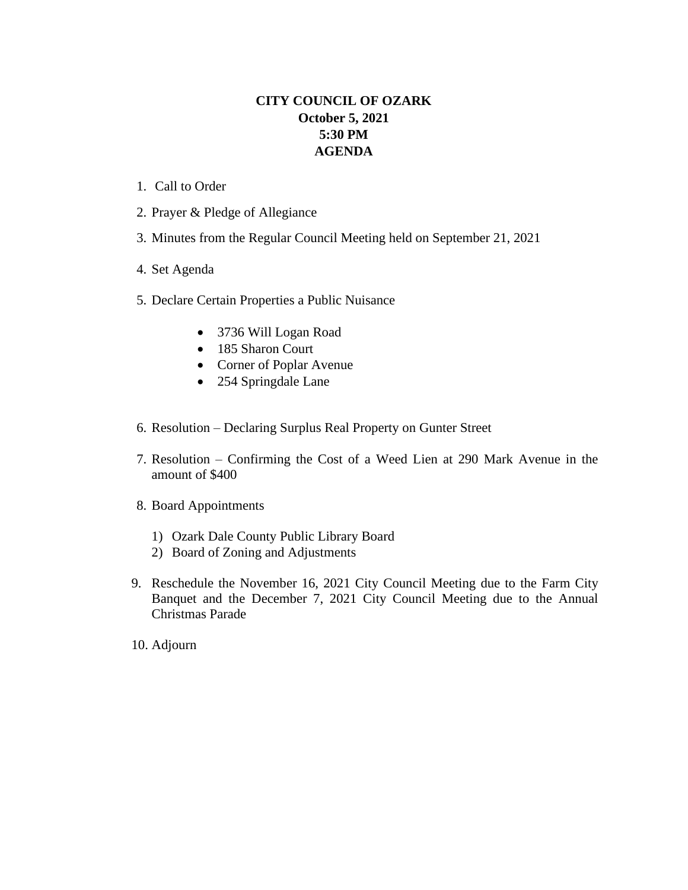**CITY COUNCIL OF OZARK**
**October 5, 2021**
**5:30 PM**
**AGENDA**

1. Call to Order
2. Prayer & Pledge of Allegiance
3. Minutes from the Regular Council Meeting held on September 21, 2021
4. Set Agenda
5. Declare Certain Properties a Public Nuisance
   - 3736 Will Logan Road
   - 185 Sharon Court
   - Corner of Poplar Avenue
   - 254 Springdale Lane
6. Resolution – Declaring Surplus Real Property on Gunter Street
7. Resolution – Confirming the Cost of a Weed Lien at 290 Mark Avenue in the amount of $400
8. Board Appointments
   1) Ozark Dale County Public Library Board
   2) Board of Zoning and Adjustments
9. Reschedule the November 16, 2021 City Council Meeting due to the Farm City Banquet and the December 7, 2021 City Council Meeting due to the Annual Christmas Parade
10. Adjourn